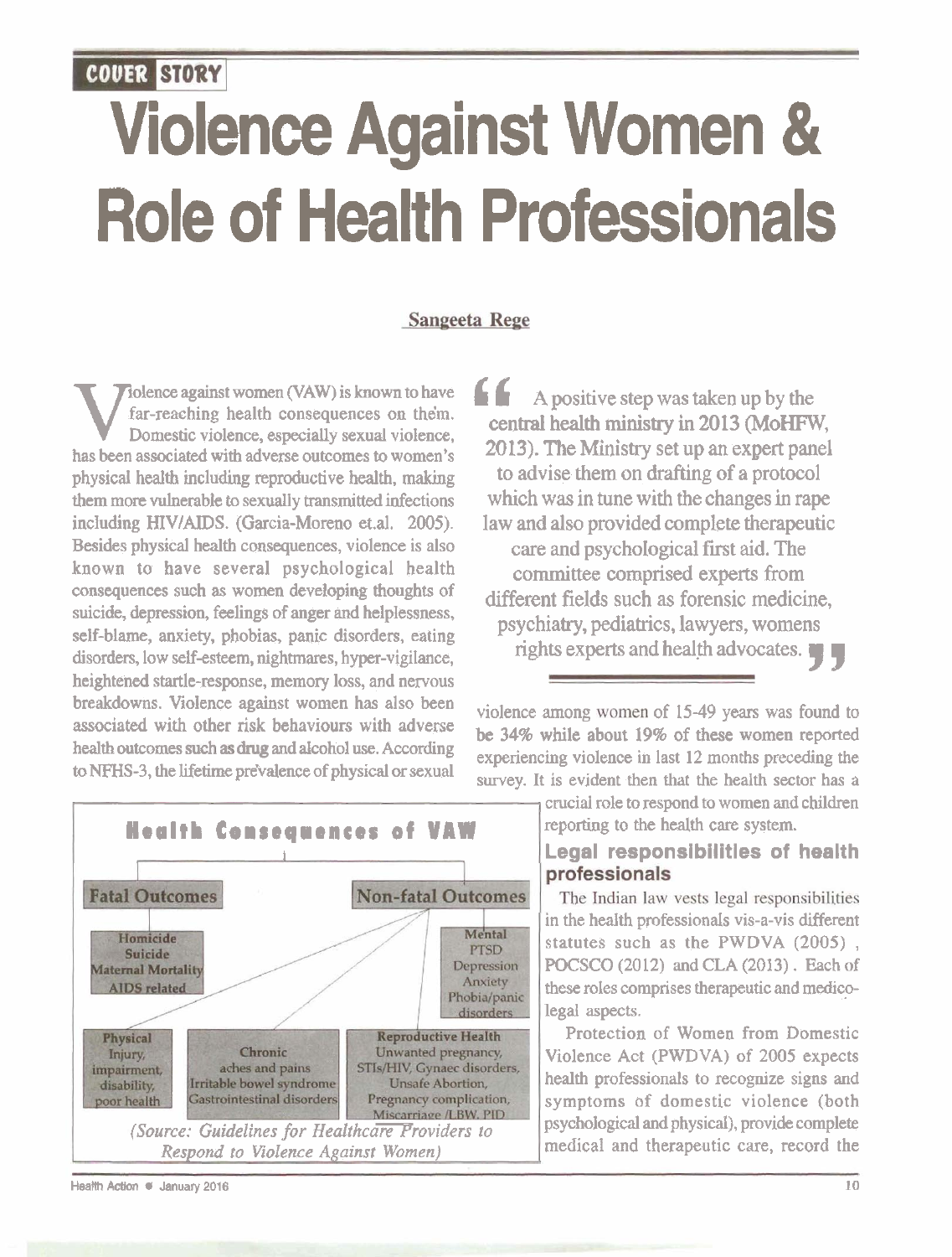COVER STORY

# Violence Against Women & Role of Health Professionals

**Sangeeta Rege**

Violence against women (VAW) is known to have far-reaching health consequences on them. Domestic violence, especially sexual violence, has been associated with adverse outcomes to women's physical health including reproductive health, making them more vulnerable to sexually transmitted infections including HIV/AIDS. (Garcia-Moreno et.al. 2005). Besides physical health consequences, violence is also known to have several psychological health consequences such as women developing thoughts of suicide, depression, feelings of anger and helplessness, self-blame, anxiety, phobias, panic disorders, eating disorders, low self-esteem, nightmares, hyper-vigilance, heightened startle-response, memory loss, and nervous breakdowns. Violence against women has also been associated with other risk behaviours with adverse health outcomes such as drug and alcohol use. According to NFHS-3, the lifetime prevalence of physical or sexual violence among women of 15-49 years was found to be 34% while about 19% of these women reported experiencing violence in last 12 months preceding the survey. It is evident then that the health sector has a crucial role to respond to women and children reporting to the health care system.

> "A positive step was taken up by the central health ministry in 2013 (MoHFW, 2013). The Ministry set up an expert panel to advise them on drafting of a protocol which was in tune with the changes in rape law and also provided complete therapeutic care and psychological first aid. The committee comprised experts from different fields such as forensic medicine, psychiatry, pediatrics, lawyers, womens rights experts and health advocates."

**Health Consequences of VAW**

- **Fatal Outcomes**
  - Homicide
  - Suicide
  - Maternal Mortality
  - AIDS related
- **Non-fatal Outcomes**
  - **Mental:** PTSD, Depression, Anxiety, Phobia/panic disorders
  - **Physical:** Injury, impairment, disability, poor health
  - **Chronic:** aches and pains, Irritable bowel syndrome, Gastrointestinal disorders
  - **Reproductive Health:** Unwanted pregnancy, STIs/HIV, Gynaec disorders, Unsafe Abortion, Pregnancy complication, Miscarriage /LBW, PID

*(Source: Guidelines for Healthcare Providers to Respond to Violence Against Women)*

## Legal responsibilities of health professionals

The Indian law vests legal responsibilities in the health professionals vis-a-vis different statutes such as the PWDVA (2005), POCSCO (2012) and CLA (2013). Each of these roles comprises therapeutic and medico-legal aspects.

Protection of Women from Domestic Violence Act (PWDVA) of 2005 expects health professionals to recognize signs and symptoms of domestic violence (both psychological and physical), provide complete medical and therapeutic care, record the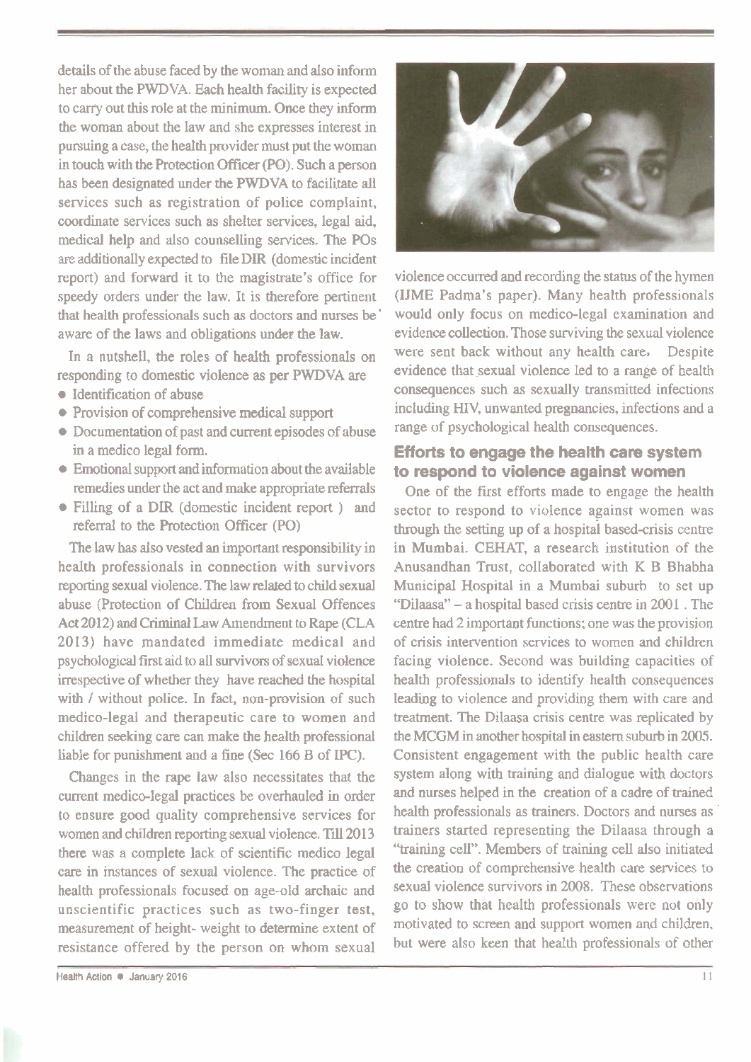details of the abuse faced by the woman and also inform her about the PWDVA. Each health facility is expected to carry out this role at the minimum. Once they inform the woman about the law and she expresses interest in pursuing a case, the health provider must put the woman in touch with the Protection Officer (PO). Such a person has been designated under the PWDVA to facilitate all services such as registration of police complaint, coordinate services such as shelter services, legal aid, medical help and also counselling services. The POs are additionally expected to file DIR (domestic incident report) and forward it to the magistrate's office for speedy orders under the law. It is therefore pertinent that health professionals such as doctors and nurses be aware of the laws and obligations under the law.

In a nutshell, the roles of health professionals on responding to domestic violence as per PWDVA are

- Identification of abuse
- Provision of comprehensive medical support
- Documentation of past and current episodes of abuse in a medico legal form.
- Emotional support and information about the available remedies under the act and make appropriate referrals
- Filling of a DIR (domestic incident report ) and referral to the Protection Officer (PO)

The law has also vested an important responsibility in health professionals in connection with survivors reporting sexual violence. The law related to child sexual abuse (Protection of Children from Sexual Offences Act 2012) and Criminal Law Amendment to Rape (CLA 2013) have mandated immediate medical and psychological first aid to all survivors of sexual violence irrespective of whether they have reached the hospital with / without police. In fact, non-provision of such medico-legal and therapeutic care to women and children seeking care can make the health professional liable for punishment and a fine (Sec 166 B of IPC).

Changes in the rape law also necessitates that the current medico-legal practices be overhauled in order to ensure good quality comprehensive services for women and children reporting sexual violence. Till 2013 there was a complete lack of scientific medico legal care in instances of sexual violence. The practice of health professionals focused on age-old archaic and unscientific practices such as two-finger test, measurement of height- weight to determine extent of resistance offered by the person on whom sexual violence occurred and recording the status of the hymen (IJME Padma's paper). Many health professionals would only focus on medico-legal examination and evidence collection. Those surviving the sexual violence were sent back without any health care. Despite evidence that sexual violence led to a range of health consequences such as sexually transmitted infections including HIV, unwanted pregnancies, infections and a range of psychological health consequences.

## Efforts to engage the health care system to respond to violence against women

One of the first efforts made to engage the health sector to respond to violence against women was through the setting up of a hospital based-crisis centre in Mumbai. CEHAT, a research institution of the Anusandhan Trust, collaborated with K B Bhabha Municipal Hospital in a Mumbai suburb to set up "Dilaasa" – a hospital based crisis centre in 2001 . The centre had 2 important functions; one was the provision of crisis intervention services to women and children facing violence. Second was building capacities of health professionals to identify health consequences leading to violence and providing them with care and treatment. The Dilaasa crisis centre was replicated by the MCGM in another hospital in eastern suburb in 2005. Consistent engagement with the public health care system along with training and dialogue with doctors and nurses helped in the creation of a cadre of trained health professionals as trainers. Doctors and nurses as trainers started representing the Dilaasa through a "training cell". Members of training cell also initiated the creation of comprehensive health care services to sexual violence survivors in 2008. These observations go to show that health professionals were not only motivated to screen and support women and children, but were also keen that health professionals of other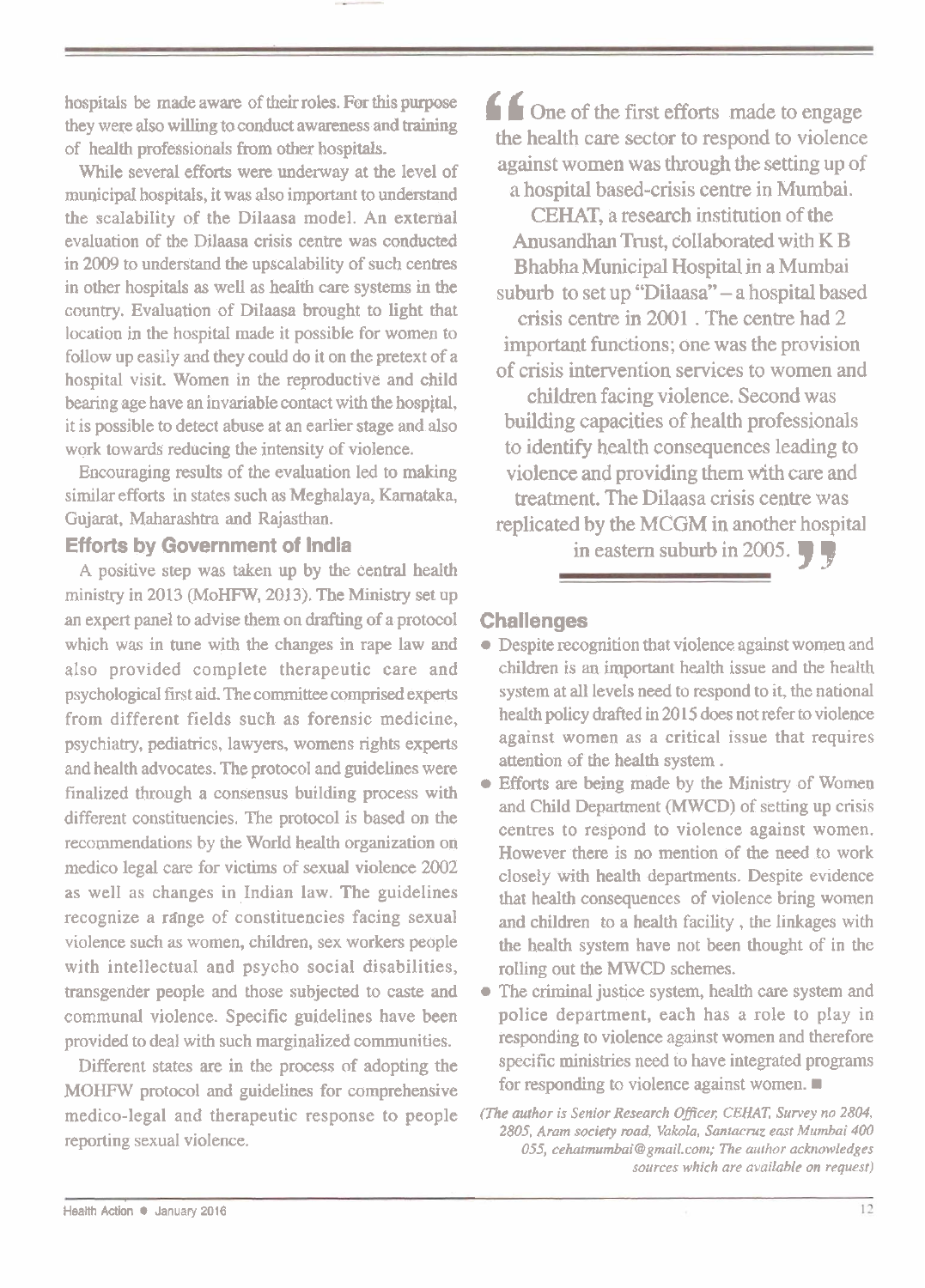hospitals be made aware of their roles. For this purpose they were also willing to conduct awareness and training of health professionals from other hospitals.

While several efforts were underway at the level of municipal hospitals, it was also important to understand the scalability of the Dilaasa model. An external evaluation of the Dilaasa crisis centre was conducted in 2009 to understand the upscalability of such centres in other hospitals as well as health care systems in the country. Evaluation of Dilaasa brought to light that location in the hospital made it possible for women to follow up easily and they could do it on the pretext of a hospital visit. Women in the reproductive and child bearing age have an invariable contact with the hospital, it is possible to detect abuse at an earlier stage and also work towards reducing the intensity of violence.

Encouraging results of the evaluation led to making similar efforts in states such as Meghalaya, Karnataka, Gujarat, Maharashtra and Rajasthan.

### Efforts by Government of India

A positive step was taken up by the central health ministry in 2013 (MoHFW, 2013). The Ministry set up an expert panel to advise them on drafting of a protocol which was in tune with the changes in rape law and also provided complete therapeutic care and psychological first aid. The committee comprised experts from different fields such as forensic medicine, psychiatry, pediatrics, lawyers, womens rights experts and health advocates. The protocol and guidelines were finalized through a consensus building process with different constituencies. The protocol is based on the recommendations by the World health organization on medico legal care for victims of sexual violence 2002 as well as changes in Indian law. The guidelines recognize a range of constituencies facing sexual violence such as women, children, sex workers people with intellectual and psycho social disabilities, transgender people and those subjected to caste and communal violence. Specific guidelines have been provided to deal with such marginalized communities.

Different states are in the process of adopting the MOHFW protocol and guidelines for comprehensive medico-legal and therapeutic response to people reporting sexual violence.

> "One of the first efforts made to engage the health care sector to respond to violence against women was through the setting up of a hospital based-crisis centre in Mumbai. CEHAT, a research institution of the Anusandhan Trust, collaborated with K B Bhabha Municipal Hospital in a Mumbai suburb to set up "Dilaasa" – a hospital based crisis centre in 2001 . The centre had 2 important functions; one was the provision of crisis intervention services to women and children facing violence. Second was building capacities of health professionals to identify health consequences leading to violence and providing them with care and treatment. The Dilaasa crisis centre was replicated by the MCGM in another hospital in eastern suburb in 2005."

### Challenges

- Despite recognition that violence against women and children is an important health issue and the health system at all levels need to respond to it, the national health policy drafted in 2015 does not refer to violence against women as a critical issue that requires attention of the health system .
- Efforts are being made by the Ministry of Women and Child Department (MWCD) of setting up crisis centres to respond to violence against women. However there is no mention of the need to work closely with health departments. Despite evidence that health consequences of violence bring women and children to a health facility , the linkages with the health system have not been thought of in the rolling out the MWCD schemes.
- The criminal justice system, health care system and police department, each has a role to play in responding to violence against women and therefore specific ministries need to have integrated programs for responding to violence against women. ■

*(The author is Senior Research Officer, CEHAT, Survey no 2804, 2805, Aram society road, Vakola, Santacruz east Mumbai 400 055, cehatmumbai@gmail.com; The author acknowledges sources which are available on request)*